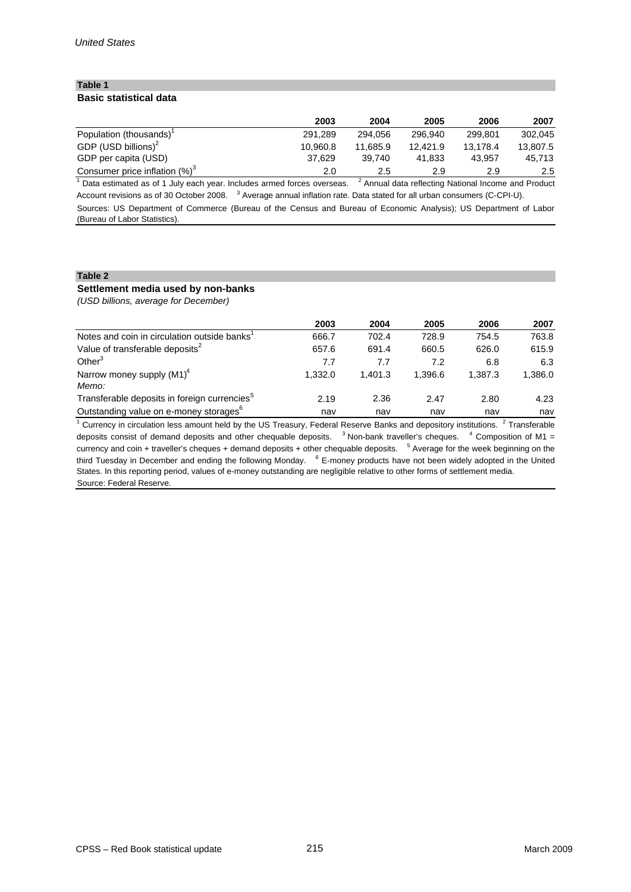*United States*

**Table 1**

**Basic statistical data**

| | 2003 | 2004 | 2005 | 2006 | 2007 |
|---|---|---|---|---|---|
| Population (thousands)[1] | 291,289 | 294,056 | 296,940 | 299,801 | 302,045 |
| GDP (USD billions)[2] | 10,960.8 | 11,685.9 | 12,421.9 | 13,178.4 | 13,807.5 |
| GDP per capita (USD) | 37,629 | 39,740 | 41,833 | 43,957 | 45,713 |
| Consumer price inflation (%)[3] | 2.0 | 2.5 | 2.9 | 2.9 | 2.5 |

[1] Data estimated as of 1 July each year. Includes armed forces overseas. [2] Annual data reflecting National Income and Product Account revisions as of 30 October 2008. [3] Average annual inflation rate. Data stated for all urban consumers (C-CPI-U).

Sources: US Department of Commerce (Bureau of the Census and Bureau of Economic Analysis); US Department of Labor (Bureau of Labor Statistics).

**Table 2**

**Settlement media used by non-banks**

*(USD billions, average for December)*

| | 2003 | 2004 | 2005 | 2006 | 2007 |
|---|---|---|---|---|---|
| Notes and coin in circulation outside banks[1] | 666.7 | 702.4 | 728.9 | 754.5 | 763.8 |
| Value of transferable deposits[2] | 657.6 | 691.4 | 660.5 | 626.0 | 615.9 |
| Other[3] | 7.7 | 7.7 | 7.2 | 6.8 | 6.3 |
| Narrow money supply (M1)[4] | 1,332.0 | 1,401.3 | 1,396.6 | 1,387.3 | 1,386.0 |
| *Memo:* | | | | | |
| Transferable deposits in foreign currencies[5] | 2.19 | 2.36 | 2.47 | 2.80 | 4.23 |
| Outstanding value on e-money storages[6] | nav | nav | nav | nav | nav |

[1] Currency in circulation less amount held by the US Treasury, Federal Reserve Banks and depository institutions. [2] Transferable deposits consist of demand deposits and other chequable deposits. [3] Non-bank traveller's cheques. [4] Composition of M1 = currency and coin + traveller's cheques + demand deposits + other chequable deposits. [5] Average for the week beginning on the third Tuesday in December and ending the following Monday. [6] E-money products have not been widely adopted in the United States. In this reporting period, values of e-money outstanding are negligible relative to other forms of settlement media.

Source: Federal Reserve.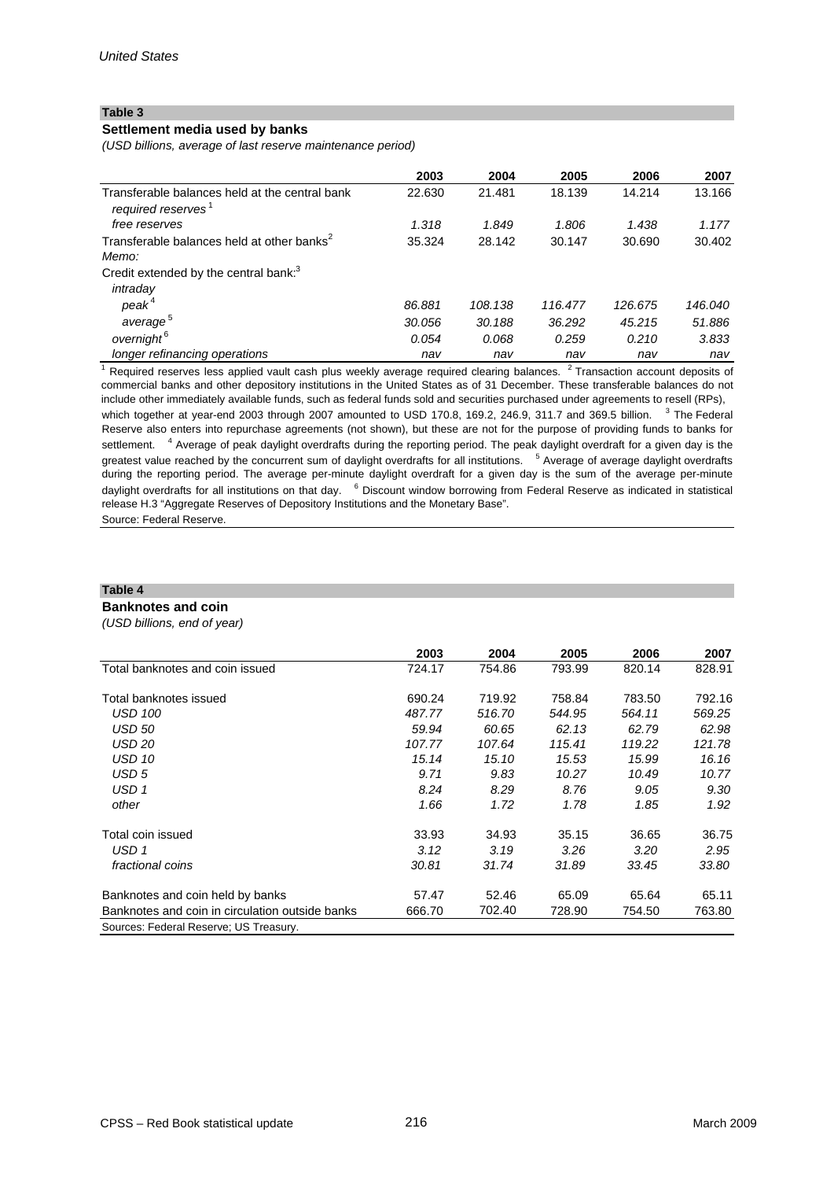*United States*

**Table 3**

**Settlement media used by banks**

*(USD billions, average of last reserve maintenance period)*

| | 2003 | 2004 | 2005 | 2006 | 2007 |
|---|---|---|---|---|---|
| Transferable balances held at the central bank | 22.630 | 21.481 | 18.139 | 14.214 | 13.166 |
| *required reserves* [1] | | | | | |
| *free reserves* | *1.318* | *1.849* | *1.806* | *1.438* | *1.177* |
| Transferable balances held at other banks [2] | 35.324 | 28.142 | 30.147 | 30.690 | 30.402 |
| *Memo:* | | | | | |
| Credit extended by the central bank: [3] | | | | | |
| *intraday* | | | | | |
| *peak* [4] | *86.881* | *108.138* | *116.477* | *126.675* | *146.040* |
| *average* [5] | *30.056* | *30.188* | *36.292* | *45.215* | *51.886* |
| *overnight* [6] | *0.054* | *0.068* | *0.259* | *0.210* | *3.833* |
| *longer refinancing operations* | *nav* | *nav* | *nav* | *nav* | *nav* |

[1] Required reserves less applied vault cash plus weekly average required clearing balances. [2] Transaction account deposits of commercial banks and other depository institutions in the United States as of 31 December. These transferable balances do not include other immediately available funds, such as federal funds sold and securities purchased under agreements to resell (RPs), which together at year-end 2003 through 2007 amounted to USD 170.8, 169.2, 246.9, 311.7 and 369.5 billion. [3] The Federal Reserve also enters into repurchase agreements (not shown), but these are not for the purpose of providing funds to banks for settlement. [4] Average of peak daylight overdrafts during the reporting period. The peak daylight overdraft for a given day is the greatest value reached by the concurrent sum of daylight overdrafts for all institutions. [5] Average of average daylight overdrafts during the reporting period. The average per-minute daylight overdraft for a given day is the sum of the average per-minute daylight overdrafts for all institutions on that day. [6] Discount window borrowing from Federal Reserve as indicated in statistical release H.3 "Aggregate Reserves of Depository Institutions and the Monetary Base".

Source: Federal Reserve.

**Table 4**

**Banknotes and coin**

*(USD billions, end of year)*

| | 2003 | 2004 | 2005 | 2006 | 2007 |
|---|---|---|---|---|---|
| Total banknotes and coin issued | 724.17 | 754.86 | 793.99 | 820.14 | 828.91 |
| Total banknotes issued | 690.24 | 719.92 | 758.84 | 783.50 | 792.16 |
| *USD 100* | *487.77* | *516.70* | *544.95* | *564.11* | *569.25* |
| *USD 50* | *59.94* | *60.65* | *62.13* | *62.79* | *62.98* |
| *USD 20* | *107.77* | *107.64* | *115.41* | *119.22* | *121.78* |
| *USD 10* | *15.14* | *15.10* | *15.53* | *15.99* | *16.16* |
| *USD 5* | *9.71* | *9.83* | *10.27* | *10.49* | *10.77* |
| *USD 1* | *8.24* | *8.29* | *8.76* | *9.05* | *9.30* |
| *other* | *1.66* | *1.72* | *1.78* | *1.85* | *1.92* |
| Total coin issued | 33.93 | 34.93 | 35.15 | 36.65 | 36.75 |
| *USD 1* | *3.12* | *3.19* | *3.26* | *3.20* | *2.95* |
| *fractional coins* | *30.81* | *31.74* | *31.89* | *33.45* | *33.80* |
| Banknotes and coin held by banks | 57.47 | 52.46 | 65.09 | 65.64 | 65.11 |
| Banknotes and coin in circulation outside banks | 666.70 | 702.40 | 728.90 | 754.50 | 763.80 |

Sources: Federal Reserve; US Treasury.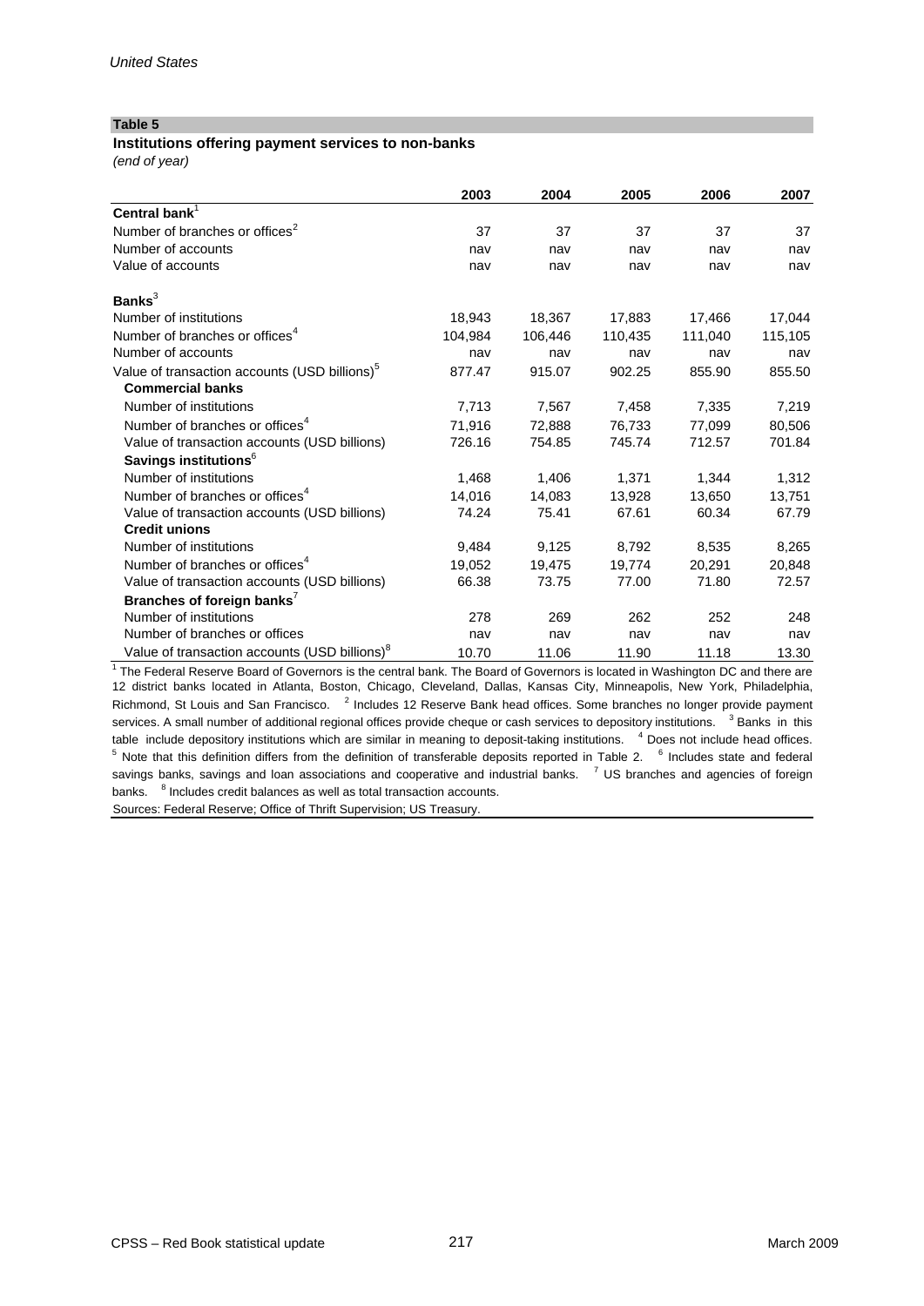*United States*

**Table 5**

**Institutions offering payment services to non-banks**

*(end of year)*

| | 2003 | 2004 | 2005 | 2006 | 2007 |
|---|---|---|---|---|---|
| **Central bank**[1] | | | | | |
| Number of branches or offices[2] | 37 | 37 | 37 | 37 | 37 |
| Number of accounts | nav | nav | nav | nav | nav |
| Value of accounts | nav | nav | nav | nav | nav |
| **Banks**[3] | | | | | |
| Number of institutions | 18,943 | 18,367 | 17,883 | 17,466 | 17,044 |
| Number of branches or offices[4] | 104,984 | 106,446 | 110,435 | 111,040 | 115,105 |
| Number of accounts | nav | nav | nav | nav | nav |
| Value of transaction accounts (USD billions)[5] | 877.47 | 915.07 | 902.25 | 855.90 | 855.50 |
| **Commercial banks** | | | | | |
| Number of institutions | 7,713 | 7,567 | 7,458 | 7,335 | 7,219 |
| Number of branches or offices[4] | 71,916 | 72,888 | 76,733 | 77,099 | 80,506 |
| Value of transaction accounts (USD billions) | 726.16 | 754.85 | 745.74 | 712.57 | 701.84 |
| **Savings institutions**[6] | | | | | |
| Number of institutions | 1,468 | 1,406 | 1,371 | 1,344 | 1,312 |
| Number of branches or offices[4] | 14,016 | 14,083 | 13,928 | 13,650 | 13,751 |
| Value of transaction accounts (USD billions) | 74.24 | 75.41 | 67.61 | 60.34 | 67.79 |
| **Credit unions** | | | | | |
| Number of institutions | 9,484 | 9,125 | 8,792 | 8,535 | 8,265 |
| Number of branches or offices[4] | 19,052 | 19,475 | 19,774 | 20,291 | 20,848 |
| Value of transaction accounts (USD billions) | 66.38 | 73.75 | 77.00 | 71.80 | 72.57 |
| **Branches of foreign banks**[7] | | | | | |
| Number of institutions | 278 | 269 | 262 | 252 | 248 |
| Number of branches or offices | nav | nav | nav | nav | nav |
| Value of transaction accounts (USD billions)[8] | 10.70 | 11.06 | 11.90 | 11.18 | 13.30 |

[1] The Federal Reserve Board of Governors is the central bank. The Board of Governors is located in Washington DC and there are 12 district banks located in Atlanta, Boston, Chicago, Cleveland, Dallas, Kansas City, Minneapolis, New York, Philadelphia, Richmond, St Louis and San Francisco. [2] Includes 12 Reserve Bank head offices. Some branches no longer provide payment services. A small number of additional regional offices provide cheque or cash services to depository institutions. [3] Banks in this table include depository institutions which are similar in meaning to deposit-taking institutions. [4] Does not include head offices. [5] Note that this definition differs from the definition of transferable deposits reported in Table 2. [6] Includes state and federal savings banks, savings and loan associations and cooperative and industrial banks. [7] US branches and agencies of foreign banks. [8] Includes credit balances as well as total transaction accounts.

Sources: Federal Reserve; Office of Thrift Supervision; US Treasury.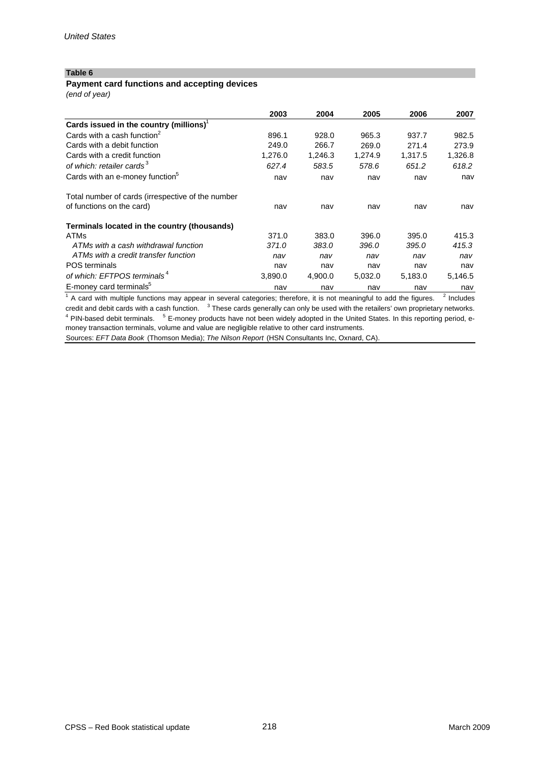*United States*

**Table 6**

**Payment card functions and accepting devices**

*(end of year)*

| | 2003 | 2004 | 2005 | 2006 | 2007 |
|---|---|---|---|---|---|
| **Cards issued in the country (millions)**[1] | | | | | |
| Cards with a cash function[2] | 896.1 | 928.0 | 965.3 | 937.7 | 982.5 |
| Cards with a debit function | 249.0 | 266.7 | 269.0 | 271.4 | 273.9 |
| Cards with a credit function | 1,276.0 | 1,246.3 | 1,274.9 | 1,317.5 | 1,326.8 |
| *of which: retailer cards*[3] | *627.4* | *583.5* | *578.6* | *651.2* | *618.2* |
| Cards with an e-money function[5] | nav | nav | nav | nav | nav |
| Total number of cards (irrespective of the number of functions on the card) | nav | nav | nav | nav | nav |
| **Terminals located in the country (thousands)** | | | | | |
| ATMs | 371.0 | 383.0 | 396.0 | 395.0 | 415.3 |
| *ATMs with a cash withdrawal function* | *371.0* | *383.0* | *396.0* | *395.0* | *415.3* |
| *ATMs with a credit transfer function* | *nav* | *nav* | *nav* | *nav* | *nav* |
| POS terminals | nav | nav | nav | nav | nav |
| *of which: EFTPOS terminals*[4] | 3,890.0 | 4,900.0 | 5,032.0 | 5,183.0 | 5,146.5 |
| E-money card terminals[5] | nav | nav | nav | nav | nav |

[1] A card with multiple functions may appear in several categories; therefore, it is not meaningful to add the figures. [2] Includes credit and debit cards with a cash function. [3] These cards generally can only be used with the retailers' own proprietary networks. [4] PIN-based debit terminals. [5] E-money products have not been widely adopted in the United States. In this reporting period, e-money transaction terminals, volume and value are negligible relative to other card instruments.

Sources: *EFT Data Book* (Thomson Media); *The Nilson Report* (HSN Consultants Inc, Oxnard, CA).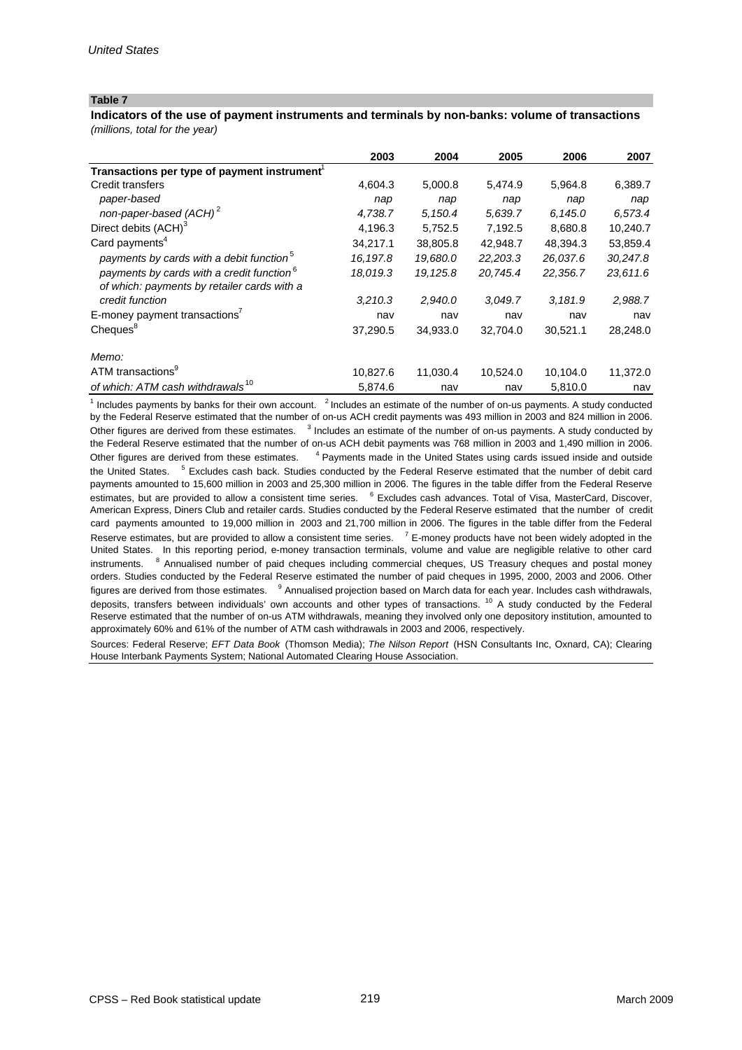*United States*

**Table 7**

**Indicators of the use of payment instruments and terminals by non-banks: volume of transactions**
*(millions, total for the year)*

| | 2003 | 2004 | 2005 | 2006 | 2007 |
|---|---|---|---|---|---|
| **Transactions per type of payment instrument**[1] | | | | | |
| Credit transfers | 4,604.3 | 5,000.8 | 5,474.9 | 5,964.8 | 6,389.7 |
| *paper-based* | *nap* | *nap* | *nap* | *nap* | *nap* |
| *non-paper-based (ACH)*[2] | *4,738.7* | *5,150.4* | *5,639.7* | *6,145.0* | *6,573.4* |
| Direct debits (ACH)[3] | 4,196.3 | 5,752.5 | 7,192.5 | 8,680.8 | 10,240.7 |
| Card payments[4] | 34,217.1 | 38,805.8 | 42,948.7 | 48,394.3 | 53,859.4 |
| *payments by cards with a debit function*[5] | *16,197.8* | *19,680.0* | *22,203.3* | *26,037.6* | *30,247.8* |
| *payments by cards with a credit function*[6] | *18,019.3* | *19,125.8* | *20,745.4* | *22,356.7* | *23,611.6* |
| *of which: payments by retailer cards with a credit function* | *3,210.3* | *2,940.0* | *3,049.7* | *3,181.9* | *2,988.7* |
| E-money payment transactions[7] | nav | nav | nav | nav | nav |
| Cheques[8] | 37,290.5 | 34,933.0 | 32,704.0 | 30,521.1 | 28,248.0 |
| *Memo:* | | | | | |
| ATM transactions[9] | 10,827.6 | 11,030.4 | 10,524.0 | 10,104.0 | 11,372.0 |
| *of which: ATM cash withdrawals*[10] | 5,874.6 | nav | nav | 5,810.0 | nav |

[1] Includes payments by banks for their own account. [2] Includes an estimate of the number of on-us payments. A study conducted by the Federal Reserve estimated that the number of on-us ACH credit payments was 493 million in 2003 and 824 million in 2006. Other figures are derived from these estimates. [3] Includes an estimate of the number of on-us payments. A study conducted by the Federal Reserve estimated that the number of on-us ACH debit payments was 768 million in 2003 and 1,490 million in 2006. Other figures are derived from these estimates. [4] Payments made in the United States using cards issued inside and outside the United States. [5] Excludes cash back. Studies conducted by the Federal Reserve estimated that the number of debit card payments amounted to 15,600 million in 2003 and 25,300 million in 2006. The figures in the table differ from the Federal Reserve estimates, but are provided to allow a consistent time series. [6] Excludes cash advances. Total of Visa, MasterCard, Discover, American Express, Diners Club and retailer cards. Studies conducted by the Federal Reserve estimated that the number of credit card payments amounted to 19,000 million in 2003 and 21,700 million in 2006. The figures in the table differ from the Federal Reserve estimates, but are provided to allow a consistent time series. [7] E-money products have not been widely adopted in the United States. In this reporting period, e-money transaction terminals, volume and value are negligible relative to other card instruments. [8] Annualised number of paid cheques including commercial cheques, US Treasury cheques and postal money orders. Studies conducted by the Federal Reserve estimated the number of paid cheques in 1995, 2000, 2003 and 2006. Other figures are derived from those estimates. [9] Annualised projection based on March data for each year. Includes cash withdrawals, deposits, transfers between individuals' own accounts and other types of transactions. [10] A study conducted by the Federal Reserve estimated that the number of on-us ATM withdrawals, meaning they involved only one depository institution, amounted to approximately 60% and 61% of the number of ATM cash withdrawals in 2003 and 2006, respectively.

Sources: Federal Reserve; *EFT Data Book* (Thomson Media); *The Nilson Report* (HSN Consultants Inc, Oxnard, CA); Clearing House Interbank Payments System; National Automated Clearing House Association.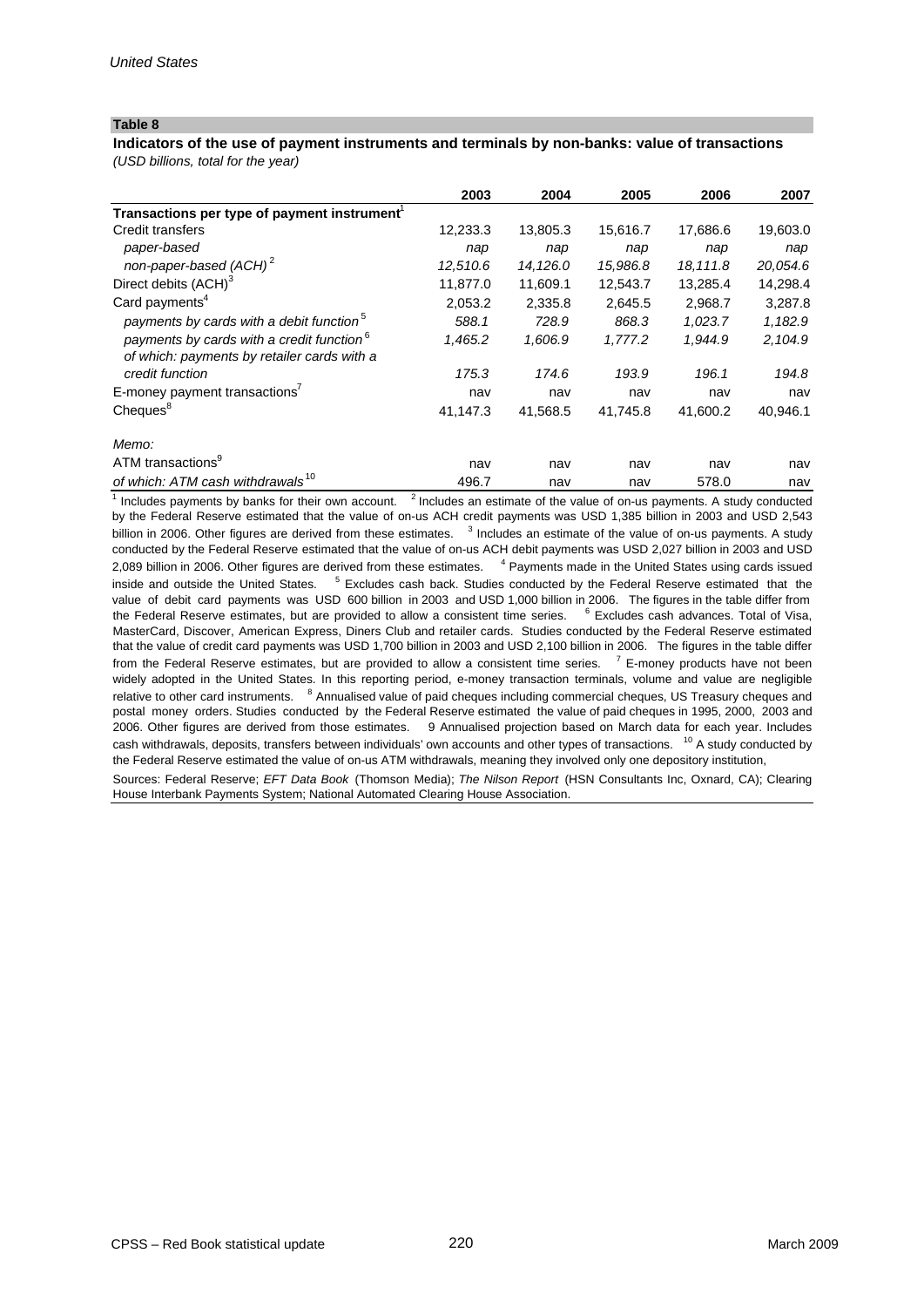*United States*

**Table 8**

**Indicators of the use of payment instruments and terminals by non-banks: value of transactions**
*(USD billions, total for the year)*

| | 2003 | 2004 | 2005 | 2006 | 2007 |
|---|---|---|---|---|---|
| **Transactions per type of payment instrument**[1] | | | | | |
| Credit transfers | 12,233.3 | 13,805.3 | 15,616.7 | 17,686.6 | 19,603.0 |
| *paper-based* | *nap* | *nap* | *nap* | *nap* | *nap* |
| *non-paper-based (ACH)*[2] | *12,510.6* | *14,126.0* | *15,986.8* | *18,111.8* | *20,054.6* |
| Direct debits (ACH)[3] | 11,877.0 | 11,609.1 | 12,543.7 | 13,285.4 | 14,298.4 |
| Card payments[4] | 2,053.2 | 2,335.8 | 2,645.5 | 2,968.7 | 3,287.8 |
| *payments by cards with a debit function*[5] | *588.1* | *728.9* | *868.3* | *1,023.7* | *1,182.9* |
| *payments by cards with a credit function*[6] | *1,465.2* | *1,606.9* | *1,777.2* | *1,944.9* | *2,104.9* |
| *of which: payments by retailer cards with a credit function* | *175.3* | *174.6* | *193.9* | *196.1* | *194.8* |
| E-money payment transactions[7] | nav | nav | nav | nav | nav |
| Cheques[8] | 41,147.3 | 41,568.5 | 41,745.8 | 41,600.2 | 40,946.1 |
| *Memo:* | | | | | |
| ATM transactions[9] | nav | nav | nav | nav | nav |
| *of which: ATM cash withdrawals*[10] | 496.7 | nav | nav | 578.0 | nav |

[1] Includes payments by banks for their own account. [2] Includes an estimate of the value of on-us payments. A study conducted by the Federal Reserve estimated that the value of on-us ACH credit payments was USD 1,385 billion in 2003 and USD 2,543 billion in 2006. Other figures are derived from these estimates. [3] Includes an estimate of the value of on-us payments. A study conducted by the Federal Reserve estimated that the value of on-us ACH debit payments was USD 2,027 billion in 2003 and USD 2,089 billion in 2006. Other figures are derived from these estimates. [4] Payments made in the United States using cards issued inside and outside the United States. [5] Excludes cash back. Studies conducted by the Federal Reserve estimated that the value of debit card payments was USD 600 billion in 2003 and USD 1,000 billion in 2006. The figures in the table differ from the Federal Reserve estimates, but are provided to allow a consistent time series. [6] Excludes cash advances. Total of Visa, MasterCard, Discover, American Express, Diners Club and retailer cards. Studies conducted by the Federal Reserve estimated that the value of credit card payments was USD 1,700 billion in 2003 and USD 2,100 billion in 2006. The figures in the table differ from the Federal Reserve estimates, but are provided to allow a consistent time series. [7] E-money products have not been widely adopted in the United States. In this reporting period, e-money transaction terminals, volume and value are negligible relative to other card instruments. [8] Annualised value of paid cheques including commercial cheques, US Treasury cheques and postal money orders. Studies conducted by the Federal Reserve estimated the value of paid cheques in 1995, 2000, 2003 and 2006. Other figures are derived from those estimates. 9 Annualised projection based on March data for each year. Includes cash withdrawals, deposits, transfers between individuals' own accounts and other types of transactions. [10] A study conducted by the Federal Reserve estimated the value of on-us ATM withdrawals, meaning they involved only one depository institution,

Sources: Federal Reserve; *EFT Data Book* (Thomson Media); *The Nilson Report* (HSN Consultants Inc, Oxnard, CA); Clearing House Interbank Payments System; National Automated Clearing House Association.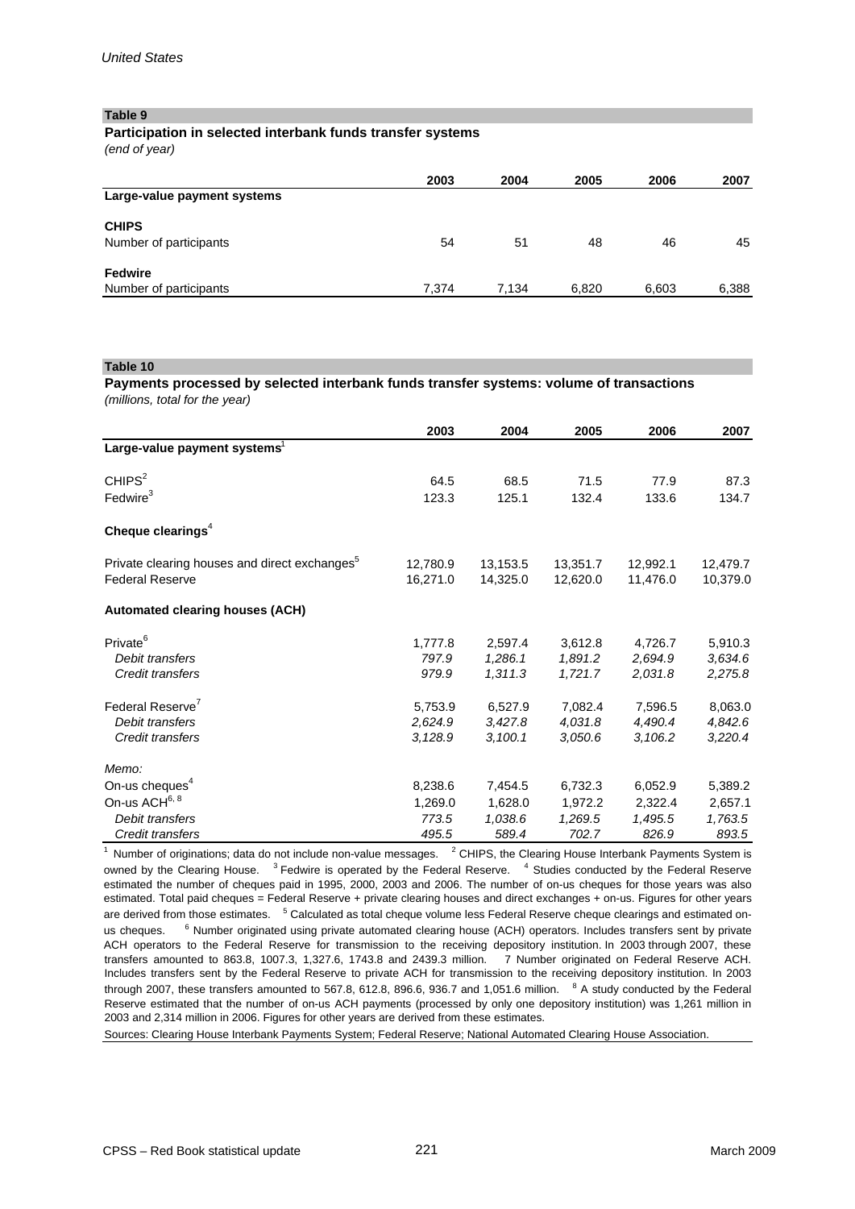## Table 9

**Participation in selected interbank funds transfer systems**
*(end of year)*

| | 2003 | 2004 | 2005 | 2006 | 2007 |
|---|---|---|---|---|---|
| **Large-value payment systems** | | | | | |
| **CHIPS** | | | | | |
| Number of participants | 54 | 51 | 48 | 46 | 45 |
| **Fedwire** | | | | | |
| Number of participants | 7,374 | 7,134 | 6,820 | 6,603 | 6,388 |

## Table 10

**Payments processed by selected interbank funds transfer systems: volume of transactions**
*(millions, total for the year)*

| | 2003 | 2004 | 2005 | 2006 | 2007 |
|---|---|---|---|---|---|
| **Large-value payment systems**[1] | | | | | |
| CHIPS[2] | 64.5 | 68.5 | 71.5 | 77.9 | 87.3 |
| Fedwire[3] | 123.3 | 125.1 | 132.4 | 133.6 | 134.7 |
| **Cheque clearings**[4] | | | | | |
| Private clearing houses and direct exchanges[5] | 12,780.9 | 13,153.5 | 13,351.7 | 12,992.1 | 12,479.7 |
| Federal Reserve | 16,271.0 | 14,325.0 | 12,620.0 | 11,476.0 | 10,379.0 |
| **Automated clearing houses (ACH)** | | | | | |
| Private[6] | 1,777.8 | 2,597.4 | 3,612.8 | 4,726.7 | 5,910.3 |
| *Debit transfers* | *797.9* | *1,286.1* | *1,891.2* | *2,694.9* | *3,634.6* |
| *Credit transfers* | *979.9* | *1,311.3* | *1,721.7* | *2,031.8* | *2,275.8* |
| Federal Reserve[7] | 5,753.9 | 6,527.9 | 7,082.4 | 7,596.5 | 8,063.0 |
| *Debit transfers* | *2,624.9* | *3,427.8* | *4,031.8* | *4,490.4* | *4,842.6* |
| *Credit transfers* | *3,128.9* | *3,100.1* | *3,050.6* | *3,106.2* | *3,220.4* |
| *Memo:* | | | | | |
| On-us cheques[4] | 8,238.6 | 7,454.5 | 6,732.3 | 6,052.9 | 5,389.2 |
| On-us ACH[6, 8] | 1,269.0 | 1,628.0 | 1,972.2 | 2,322.4 | 2,657.1 |
| *Debit transfers* | *773.5* | *1,038.6* | *1,269.5* | *1,495.5* | *1,763.5* |
| *Credit transfers* | *495.5* | *589.4* | *702.7* | *826.9* | *893.5* |

[1] Number of originations; data do not include non-value messages. [2] CHIPS, the Clearing House Interbank Payments System is owned by the Clearing House. [3] Fedwire is operated by the Federal Reserve. [4] Studies conducted by the Federal Reserve estimated the number of cheques paid in 1995, 2000, 2003 and 2006. The number of on-us cheques for those years was also estimated. Total paid cheques = Federal Reserve + private clearing houses and direct exchanges + on-us. Figures for other years are derived from those estimates. [5] Calculated as total cheque volume less Federal Reserve cheque clearings and estimated on-us cheques. [6] Number originated using private automated clearing house (ACH) operators. Includes transfers sent by private ACH operators to the Federal Reserve for transmission to the receiving depository institution. In 2003 through 2007, these transfers amounted to 863.8, 1007.3, 1,327.6, 1743.8 and 2439.3 million. [7] Number originated on Federal Reserve ACH. Includes transfers sent by the Federal Reserve to private ACH for transmission to the receiving depository institution. In 2003 through 2007, these transfers amounted to 567.8, 612.8, 896.6, 936.7 and 1,051.6 million. [8] A study conducted by the Federal Reserve estimated that the number of on-us ACH payments (processed by only one depository institution) was 1,261 million in 2003 and 2,314 million in 2006. Figures for other years are derived from these estimates.

Sources: Clearing House Interbank Payments System; Federal Reserve; National Automated Clearing House Association.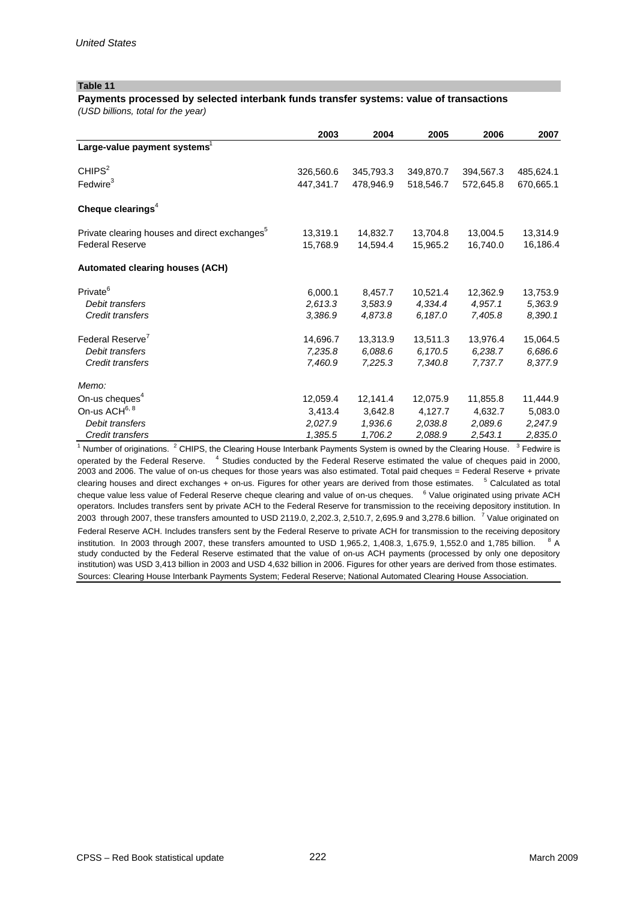*United States*

**Table 11**

**Payments processed by selected interbank funds transfer systems: value of transactions**
*(USD billions, total for the year)*

| | 2003 | 2004 | 2005 | 2006 | 2007 |
|---|---|---|---|---|---|
| **Large-value payment systems**[1] | | | | | |
| CHIPS[2] | 326,560.6 | 345,793.3 | 349,870.7 | 394,567.3 | 485,624.1 |
| Fedwire[3] | 447,341.7 | 478,946.9 | 518,546.7 | 572,645.8 | 670,665.1 |
| **Cheque clearings**[4] | | | | | |
| Private clearing houses and direct exchanges[5] | 13,319.1 | 14,832.7 | 13,704.8 | 13,004.5 | 13,314.9 |
| Federal Reserve | 15,768.9 | 14,594.4 | 15,965.2 | 16,740.0 | 16,186.4 |
| **Automated clearing houses (ACH)** | | | | | |
| Private[6] | 6,000.1 | 8,457.7 | 10,521.4 | 12,362.9 | 13,753.9 |
| *Debit transfers* | *2,613.3* | *3,583.9* | *4,334.4* | *4,957.1* | *5,363.9* |
| *Credit transfers* | *3,386.9* | *4,873.8* | *6,187.0* | *7,405.8* | *8,390.1* |
| Federal Reserve[7] | 14,696.7 | 13,313.9 | 13,511.3 | 13,976.4 | 15,064.5 |
| *Debit transfers* | *7,235.8* | *6,088.6* | *6,170.5* | *6,238.7* | *6,686.6* |
| *Credit transfers* | *7,460.9* | *7,225.3* | *7,340.8* | *7,737.7* | *8,377.9* |
| *Memo:* | | | | | |
| On-us cheques[4] | 12,059.4 | 12,141.4 | 12,075.9 | 11,855.8 | 11,444.9 |
| On-us ACH[6, 8] | 3,413.4 | 3,642.8 | 4,127.7 | 4,632.7 | 5,083.0 |
| *Debit transfers* | *2,027.9* | *1,936.6* | *2,038.8* | *2,089.6* | *2,247.9* |
| *Credit transfers* | *1,385.5* | *1,706.2* | *2,088.9* | *2,543.1* | *2,835.0* |

[1] Number of originations. [2] CHIPS, the Clearing House Interbank Payments System is owned by the Clearing House. [3] Fedwire is operated by the Federal Reserve. [4] Studies conducted by the Federal Reserve estimated the value of cheques paid in 2000, 2003 and 2006. The value of on-us cheques for those years was also estimated. Total paid cheques = Federal Reserve + private clearing houses and direct exchanges + on-us. Figures for other years are derived from those estimates. [5] Calculated as total cheque value less value of Federal Reserve cheque clearing and value of on-us cheques. [6] Value originated using private ACH operators. Includes transfers sent by private ACH to the Federal Reserve for transmission to the receiving depository institution. In 2003 through 2007, these transfers amounted to USD 2119.0, 2,202.3, 2,510.7, 2,695.9 and 3,278.6 billion. [7] Value originated on Federal Reserve ACH. Includes transfers sent by the Federal Reserve to private ACH for transmission to the receiving depository institution. In 2003 through 2007, these transfers amounted to USD 1,965.2, 1,408.3, 1,675.9, 1,552.0 and 1,785 billion. [8] A study conducted by the Federal Reserve estimated that the value of on-us ACH payments (processed by only one depository institution) was USD 3,413 billion in 2003 and USD 4,632 billion in 2006. Figures for other years are derived from those estimates.
Sources: Clearing House Interbank Payments System; Federal Reserve; National Automated Clearing House Association.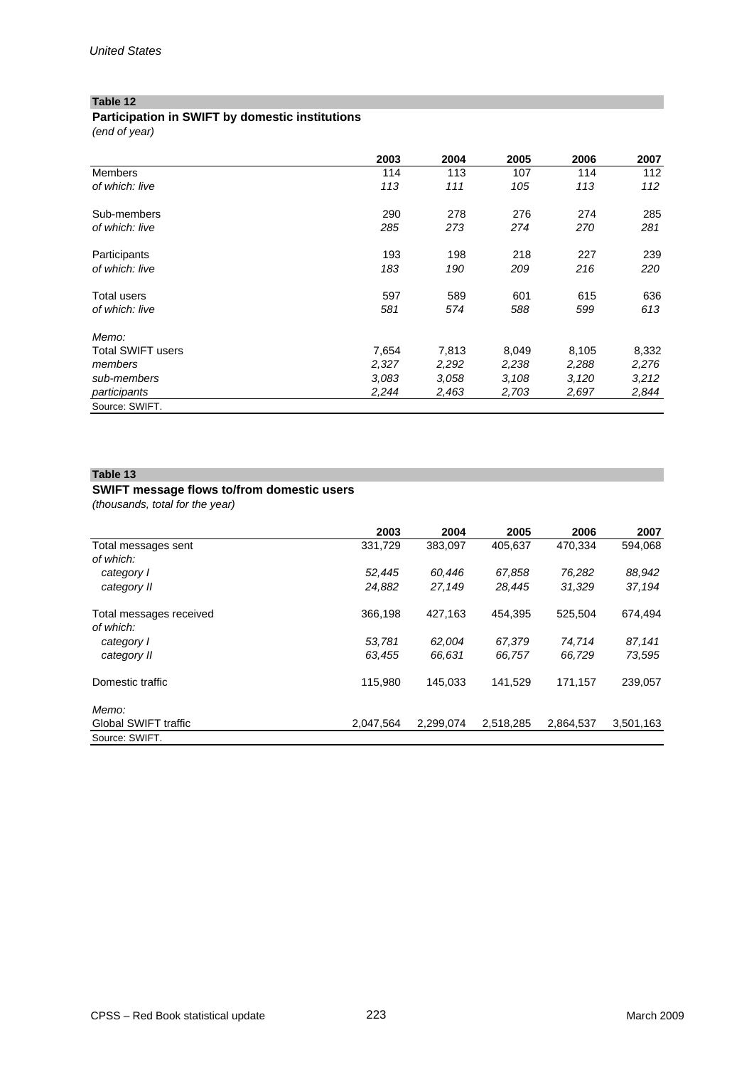## Table 12

### Participation in SWIFT by domestic institutions

*(end of year)*

| | 2003 | 2004 | 2005 | 2006 | 2007 |
|---|---|---|---|---|---|
| Members | 114 | 113 | 107 | 114 | 112 |
| *of which: live* | *113* | *111* | *105* | *113* | *112* |
| Sub-members | 290 | 278 | 276 | 274 | 285 |
| *of which: live* | *285* | *273* | *274* | *270* | *281* |
| Participants | 193 | 198 | 218 | 227 | 239 |
| *of which: live* | *183* | *190* | *209* | *216* | *220* |
| Total users | 597 | 589 | 601 | 615 | 636 |
| *of which: live* | *581* | *574* | *588* | *599* | *613* |
| *Memo:* | | | | | |
| Total SWIFT users | 7,654 | 7,813 | 8,049 | 8,105 | 8,332 |
| *members* | *2,327* | *2,292* | *2,238* | *2,288* | *2,276* |
| *sub-members* | *3,083* | *3,058* | *3,108* | *3,120* | *3,212* |
| *participants* | *2,244* | *2,463* | *2,703* | *2,697* | *2,844* |

Source: SWIFT.

## Table 13

### SWIFT message flows to/from domestic users

*(thousands, total for the year)*

| | 2003 | 2004 | 2005 | 2006 | 2007 |
|---|---|---|---|---|---|
| Total messages sent | 331,729 | 383,097 | 405,637 | 470,334 | 594,068 |
| *of which:* | | | | | |
| *category I* | *52,445* | *60,446* | *67,858* | *76,282* | *88,942* |
| *category II* | *24,882* | *27,149* | *28,445* | *31,329* | *37,194* |
| Total messages received | 366,198 | 427,163 | 454,395 | 525,504 | 674,494 |
| *of which:* | | | | | |
| *category I* | *53,781* | *62,004* | *67,379* | *74,714* | *87,141* |
| *category II* | *63,455* | *66,631* | *66,757* | *66,729* | *73,595* |
| Domestic traffic | 115,980 | 145,033 | 141,529 | 171,157 | 239,057 |
| *Memo:* | | | | | |
| Global SWIFT traffic | 2,047,564 | 2,299,074 | 2,518,285 | 2,864,537 | 3,501,163 |

Source: SWIFT.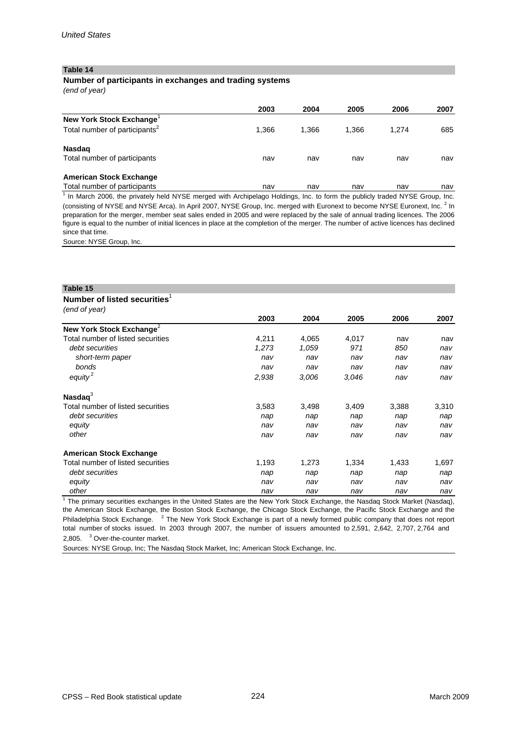*United States*

## Table 14

### Number of participants in exchanges and trading systems

*(end of year)*

| | 2003 | 2004 | 2005 | 2006 | 2007 |
|---|---|---|---|---|---|
| **New York Stock Exchange**[1] | | | | | |
| Total number of participants[2] | 1,366 | 1,366 | 1,366 | 1,274 | 685 |
| **Nasdaq** | | | | | |
| Total number of participants | nav | nav | nav | nav | nav |
| **American Stock Exchange** | | | | | |
| Total number of participants | nav | nav | nav | nav | nav |

[1] In March 2006, the privately held NYSE merged with Archipelago Holdings, Inc. to form the publicly traded NYSE Group, Inc. (consisting of NYSE and NYSE Arca). In April 2007, NYSE Group, Inc. merged with Euronext to become NYSE Euronext, Inc. [2] In preparation for the merger, member seat sales ended in 2005 and were replaced by the sale of annual trading licences. The 2006 figure is equal to the number of initial licences in place at the completion of the merger. The number of active licences has declined since that time.

Source: NYSE Group, Inc.

## Table 15

### Number of listed securities[1]

*(end of year)*

| | 2003 | 2004 | 2005 | 2006 | 2007 |
|---|---|---|---|---|---|
| **New York Stock Exchange**[2] | | | | | |
| Total number of listed securities | 4,211 | 4,065 | 4,017 | nav | nav |
| *debt securities* | *1,273* | *1,059* | *971* | *850* | *nav* |
| *short-term paper* | *nav* | *nav* | *nav* | *nav* | *nav* |
| *bonds* | *nav* | *nav* | *nav* | *nav* | *nav* |
| *equity*[2] | *2,938* | *3,006* | *3,046* | *nav* | *nav* |
| **Nasdaq**[3] | | | | | |
| Total number of listed securities | 3,583 | 3,498 | 3,409 | 3,388 | 3,310 |
| *debt securities* | *nap* | *nap* | *nap* | *nap* | *nap* |
| *equity* | *nav* | *nav* | *nav* | *nav* | *nav* |
| *other* | *nav* | *nav* | *nav* | *nav* | *nav* |
| **American Stock Exchange** | | | | | |
| Total number of listed securities | 1,193 | 1,273 | 1,334 | 1,433 | 1,697 |
| *debt securities* | *nap* | *nap* | *nap* | *nap* | *nap* |
| *equity* | *nav* | *nav* | *nav* | *nav* | *nav* |
| *other* | *nav* | *nav* | *nav* | *nav* | *nav* |

[1] The primary securities exchanges in the United States are the New York Stock Exchange, the Nasdaq Stock Market (Nasdaq), the American Stock Exchange, the Boston Stock Exchange, the Chicago Stock Exchange, the Pacific Stock Exchange and the Philadelphia Stock Exchange. [2] The New York Stock Exchange is part of a newly formed public company that does not report total number of stocks issued. In 2003 through 2007, the number of issuers amounted to 2,591, 2,642, 2,707, 2,764 and 2,805. [3] Over-the-counter market.

Sources: NYSE Group, Inc; The Nasdaq Stock Market, Inc; American Stock Exchange, Inc.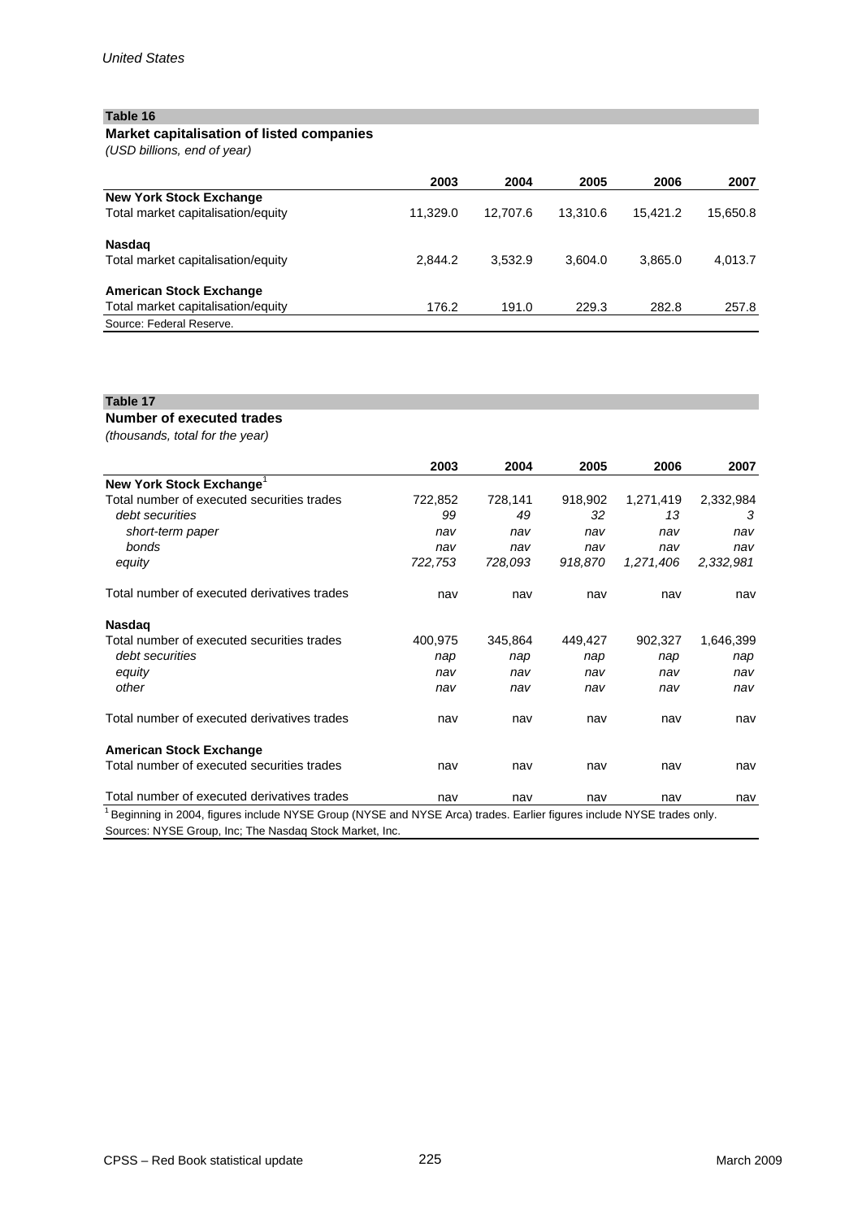## Table 16

**Market capitalisation of listed companies**

*(USD billions, end of year)*

| | 2003 | 2004 | 2005 | 2006 | 2007 |
|---|---|---|---|---|---|
| **New York Stock Exchange** | | | | | |
| Total market capitalisation/equity | 11,329.0 | 12,707.6 | 13,310.6 | 15,421.2 | 15,650.8 |
| **Nasdaq** | | | | | |
| Total market capitalisation/equity | 2,844.2 | 3,532.9 | 3,604.0 | 3,865.0 | 4,013.7 |
| **American Stock Exchange** | | | | | |
| Total market capitalisation/equity | 176.2 | 191.0 | 229.3 | 282.8 | 257.8 |

Source: Federal Reserve.

## Table 17

**Number of executed trades**

*(thousands, total for the year)*

| | 2003 | 2004 | 2005 | 2006 | 2007 |
|---|---|---|---|---|---|
| **New York Stock Exchange**[1] | | | | | |
| Total number of executed securities trades | 722,852 | 728,141 | 918,902 | 1,271,419 | 2,332,984 |
| *debt securities* | *99* | *49* | *32* | *13* | *3* |
| *short-term paper* | *nav* | *nav* | *nav* | *nav* | *nav* |
| *bonds* | *nav* | *nav* | *nav* | *nav* | *nav* |
| *equity* | *722,753* | *728,093* | *918,870* | *1,271,406* | *2,332,981* |
| Total number of executed derivatives trades | nav | nav | nav | nav | nav |
| **Nasdaq** | | | | | |
| Total number of executed securities trades | 400,975 | 345,864 | 449,427 | 902,327 | 1,646,399 |
| *debt securities* | *nap* | *nap* | *nap* | *nap* | *nap* |
| *equity* | *nav* | *nav* | *nav* | *nav* | *nav* |
| *other* | *nav* | *nav* | *nav* | *nav* | *nav* |
| Total number of executed derivatives trades | nav | nav | nav | nav | nav |
| **American Stock Exchange** | | | | | |
| Total number of executed securities trades | nav | nav | nav | nav | nav |
| Total number of executed derivatives trades | nav | nav | nav | nav | nav |

[1] Beginning in 2004, figures include NYSE Group (NYSE and NYSE Arca) trades. Earlier figures include NYSE trades only.

Sources: NYSE Group, Inc; The Nasdaq Stock Market, Inc.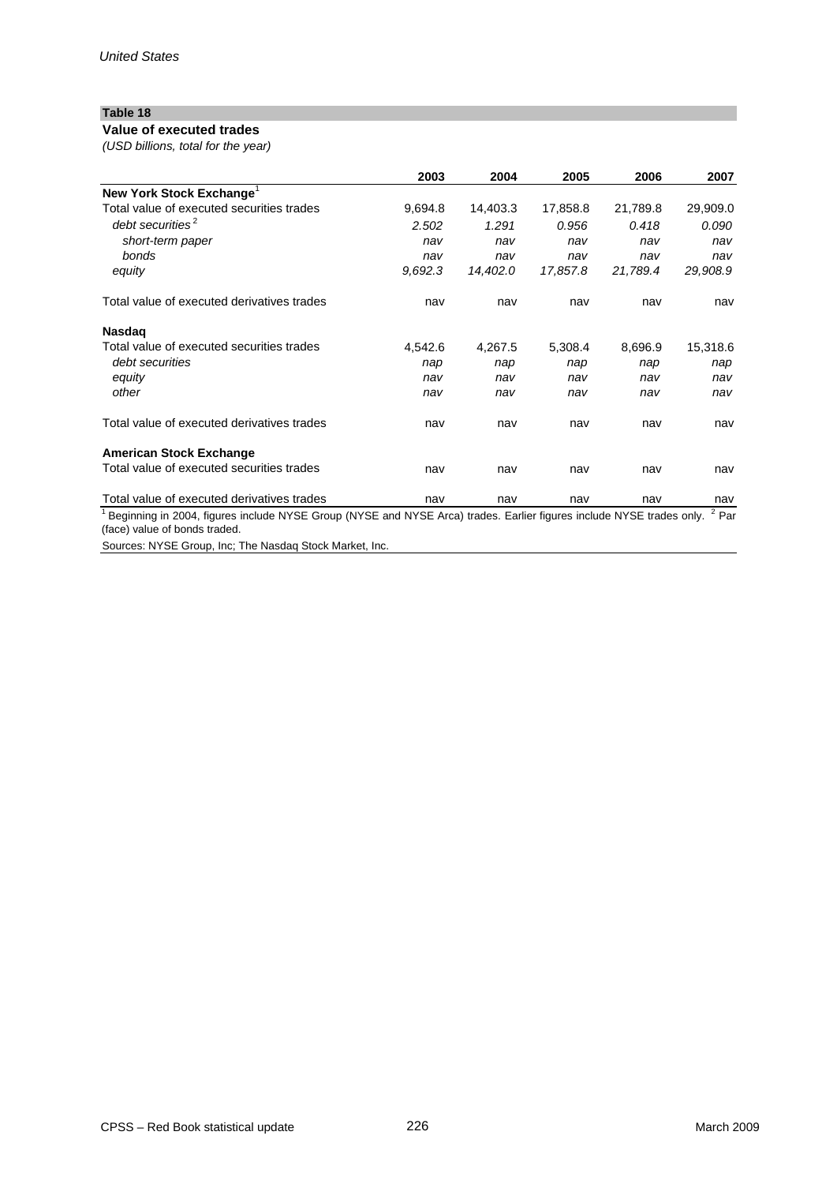**Table 18**

**Value of executed trades**

*(USD billions, total for the year)*

| | 2003 | 2004 | 2005 | 2006 | 2007 |
|---|---|---|---|---|---|
| **New York Stock Exchange**[1] | | | | | |
| Total value of executed securities trades | 9,694.8 | 14,403.3 | 17,858.8 | 21,789.8 | 29,909.0 |
| *debt securities*[2] | *2.502* | *1.291* | *0.956* | *0.418* | *0.090* |
| *short-term paper* | *nav* | *nav* | *nav* | *nav* | *nav* |
| *bonds* | *nav* | *nav* | *nav* | *nav* | *nav* |
| *equity* | *9,692.3* | *14,402.0* | *17,857.8* | *21,789.4* | *29,908.9* |
| Total value of executed derivatives trades | nav | nav | nav | nav | nav |
| **Nasdaq** | | | | | |
| Total value of executed securities trades | 4,542.6 | 4,267.5 | 5,308.4 | 8,696.9 | 15,318.6 |
| *debt securities* | *nap* | *nap* | *nap* | *nap* | *nap* |
| *equity* | *nav* | *nav* | *nav* | *nav* | *nav* |
| *other* | *nav* | *nav* | *nav* | *nav* | *nav* |
| Total value of executed derivatives trades | nav | nav | nav | nav | nav |
| **American Stock Exchange** | | | | | |
| Total value of executed securities trades | nav | nav | nav | nav | nav |
| Total value of executed derivatives trades | nav | nav | nav | nav | nav |

[1] Beginning in 2004, figures include NYSE Group (NYSE and NYSE Arca) trades. Earlier figures include NYSE trades only. [2] Par (face) value of bonds traded.

Sources: NYSE Group, Inc; The Nasdaq Stock Market, Inc.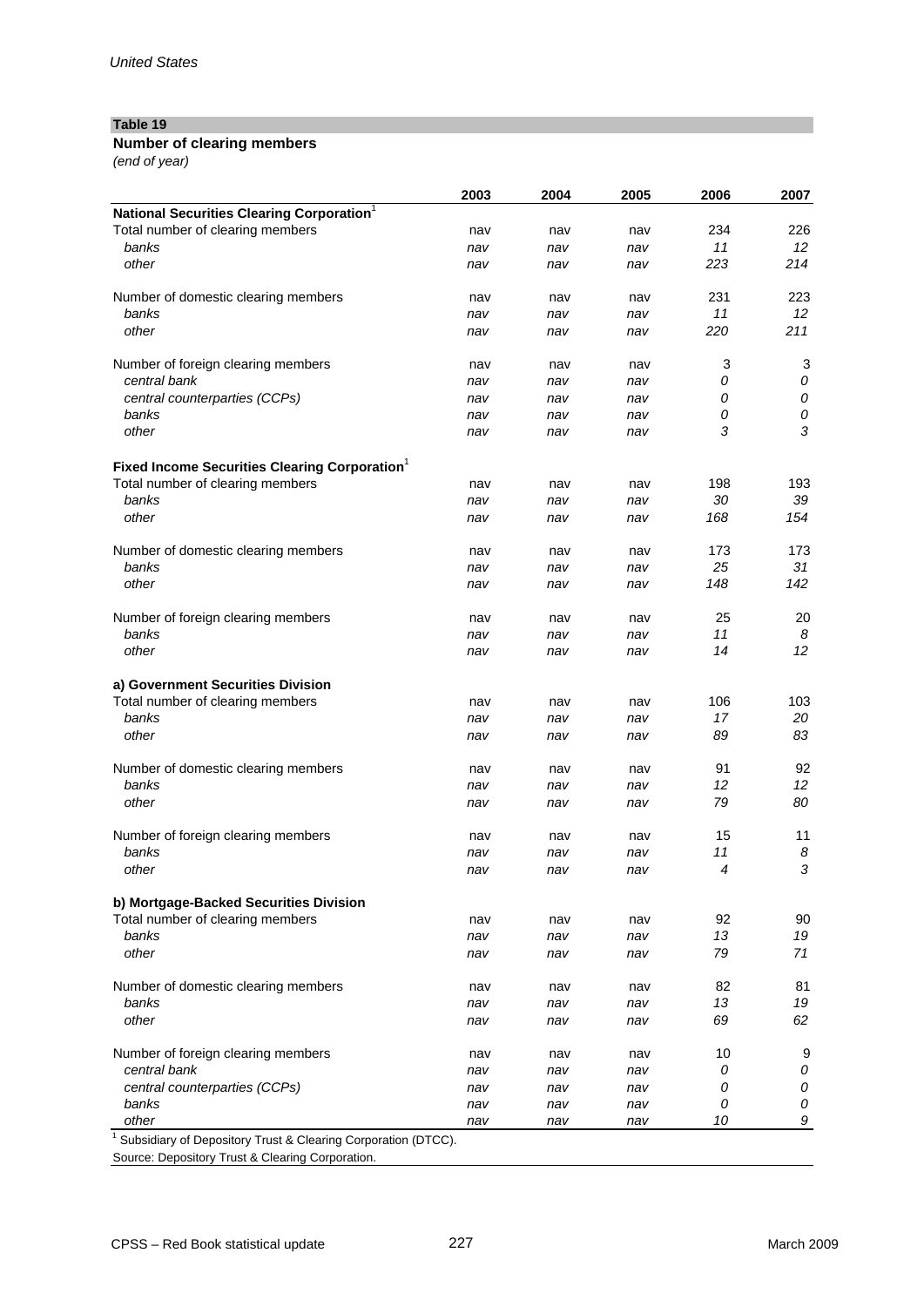*United States*

**Table 19**

**Number of clearing members**

*(end of year)*

| | 2003 | 2004 | 2005 | 2006 | 2007 |
|---|---|---|---|---|---|
| **National Securities Clearing Corporation**[1] | | | | | |
| Total number of clearing members | nav | nav | nav | 234 | 226 |
| *banks* | *nav* | *nav* | *nav* | *11* | *12* |
| *other* | *nav* | *nav* | *nav* | *223* | *214* |
| | | | | | |
| Number of domestic clearing members | nav | nav | nav | 231 | 223 |
| *banks* | *nav* | *nav* | *nav* | *11* | *12* |
| *other* | *nav* | *nav* | *nav* | *220* | *211* |
| | | | | | |
| Number of foreign clearing members | nav | nav | nav | 3 | 3 |
| *central bank* | *nav* | *nav* | *nav* | *0* | *0* |
| *central counterparties (CCPs)* | *nav* | *nav* | *nav* | *0* | *0* |
| *banks* | *nav* | *nav* | *nav* | *0* | *0* |
| *other* | *nav* | *nav* | *nav* | *3* | *3* |
| | | | | | |
| **Fixed Income Securities Clearing Corporation**[1] | | | | | |
| Total number of clearing members | nav | nav | nav | 198 | 193 |
| *banks* | *nav* | *nav* | *nav* | *30* | *39* |
| *other* | *nav* | *nav* | *nav* | *168* | *154* |
| | | | | | |
| Number of domestic clearing members | nav | nav | nav | 173 | 173 |
| *banks* | *nav* | *nav* | *nav* | *25* | *31* |
| *other* | *nav* | *nav* | *nav* | *148* | *142* |
| | | | | | |
| Number of foreign clearing members | nav | nav | nav | 25 | 20 |
| *banks* | *nav* | *nav* | *nav* | *11* | *8* |
| *other* | *nav* | *nav* | *nav* | *14* | *12* |
| | | | | | |
| **a) Government Securities Division** | | | | | |
| Total number of clearing members | nav | nav | nav | 106 | 103 |
| *banks* | *nav* | *nav* | *nav* | *17* | *20* |
| *other* | *nav* | *nav* | *nav* | *89* | *83* |
| | | | | | |
| Number of domestic clearing members | nav | nav | nav | 91 | 92 |
| *banks* | *nav* | *nav* | *nav* | *12* | *12* |
| *other* | *nav* | *nav* | *nav* | *79* | *80* |
| | | | | | |
| Number of foreign clearing members | nav | nav | nav | 15 | 11 |
| *banks* | *nav* | *nav* | *nav* | *11* | *8* |
| *other* | *nav* | *nav* | *nav* | *4* | *3* |
| | | | | | |
| **b) Mortgage-Backed Securities Division** | | | | | |
| Total number of clearing members | nav | nav | nav | 92 | 90 |
| *banks* | *nav* | *nav* | *nav* | *13* | *19* |
| *other* | *nav* | *nav* | *nav* | *79* | *71* |
| | | | | | |
| Number of domestic clearing members | nav | nav | nav | 82 | 81 |
| *banks* | *nav* | *nav* | *nav* | *13* | *19* |
| *other* | *nav* | *nav* | *nav* | *69* | *62* |
| | | | | | |
| Number of foreign clearing members | nav | nav | nav | 10 | 9 |
| *central bank* | *nav* | *nav* | *nav* | *0* | *0* |
| *central counterparties (CCPs)* | *nav* | *nav* | *nav* | *0* | *0* |
| *banks* | *nav* | *nav* | *nav* | *0* | *0* |
| *other* | *nav* | *nav* | *nav* | *10* | *9* |

[1] Subsidiary of Depository Trust & Clearing Corporation (DTCC).

Source: Depository Trust & Clearing Corporation.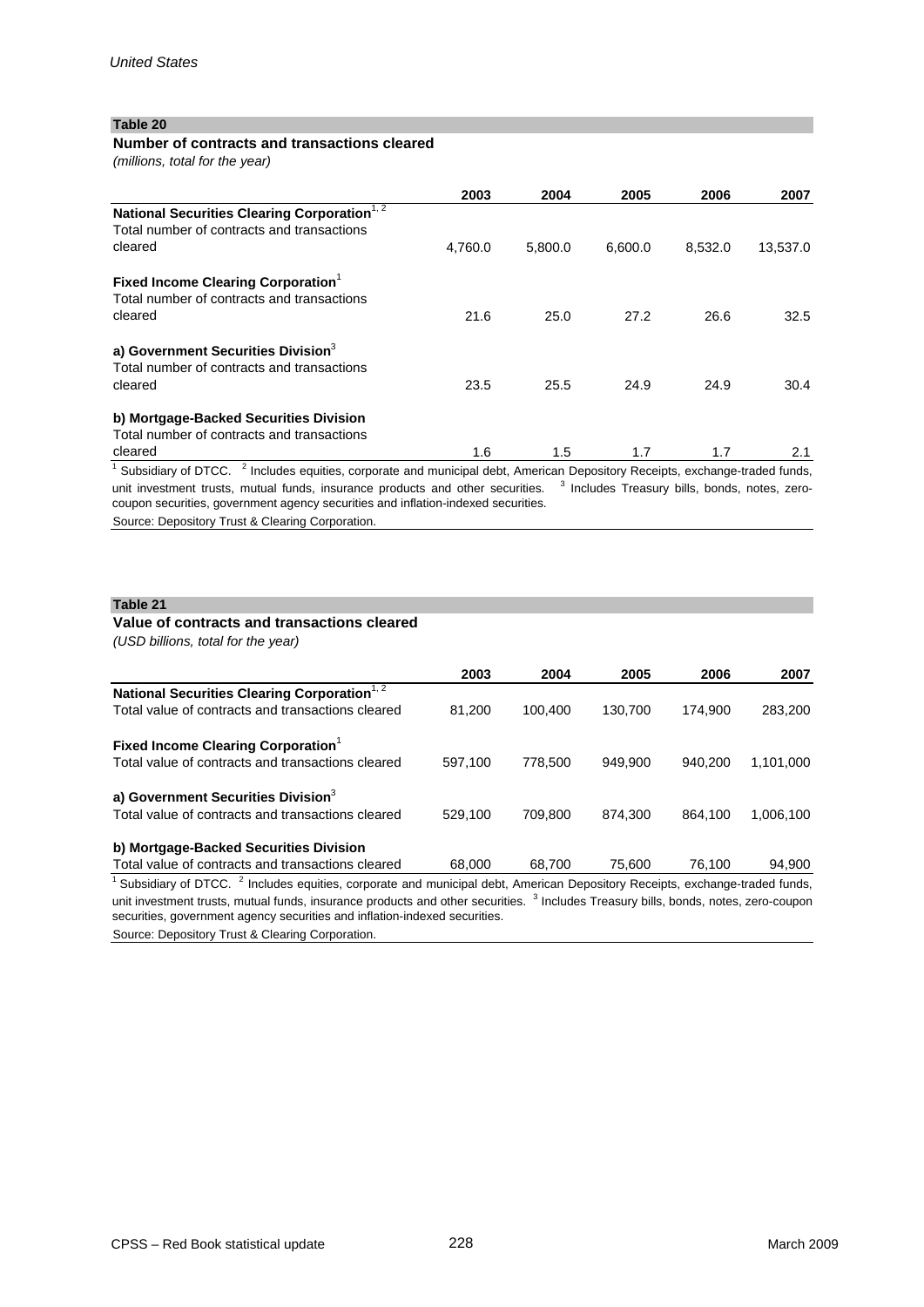*United States*

**Table 20**

**Number of contracts and transactions cleared**

*(millions, total for the year)*

| | 2003 | 2004 | 2005 | 2006 | 2007 |
|---|---|---|---|---|---|
| **National Securities Clearing Corporation**[1, 2] | | | | | |
| Total number of contracts and transactions cleared | 4,760.0 | 5,800.0 | 6,600.0 | 8,532.0 | 13,537.0 |
| **Fixed Income Clearing Corporation**[1] | | | | | |
| Total number of contracts and transactions cleared | 21.6 | 25.0 | 27.2 | 26.6 | 32.5 |
| **a) Government Securities Division**[3] | | | | | |
| Total number of contracts and transactions cleared | 23.5 | 25.5 | 24.9 | 24.9 | 30.4 |
| **b) Mortgage-Backed Securities Division** | | | | | |
| Total number of contracts and transactions cleared | 1.6 | 1.5 | 1.7 | 1.7 | 2.1 |

[1] Subsidiary of DTCC. [2] Includes equities, corporate and municipal debt, American Depository Receipts, exchange-traded funds, unit investment trusts, mutual funds, insurance products and other securities. [3] Includes Treasury bills, bonds, notes, zero-coupon securities, government agency securities and inflation-indexed securities.

Source: Depository Trust & Clearing Corporation.

**Table 21**

**Value of contracts and transactions cleared**

*(USD billions, total for the year)*

| | 2003 | 2004 | 2005 | 2006 | 2007 |
|---|---|---|---|---|---|
| **National Securities Clearing Corporation**[1, 2] | | | | | |
| Total value of contracts and transactions cleared | 81,200 | 100,400 | 130,700 | 174,900 | 283,200 |
| **Fixed Income Clearing Corporation**[1] | | | | | |
| Total value of contracts and transactions cleared | 597,100 | 778,500 | 949,900 | 940,200 | 1,101,000 |
| **a) Government Securities Division**[3] | | | | | |
| Total value of contracts and transactions cleared | 529,100 | 709,800 | 874,300 | 864,100 | 1,006,100 |
| **b) Mortgage-Backed Securities Division** | | | | | |
| Total value of contracts and transactions cleared | 68,000 | 68,700 | 75,600 | 76,100 | 94,900 |

[1] Subsidiary of DTCC. [2] Includes equities, corporate and municipal debt, American Depository Receipts, exchange-traded funds, unit investment trusts, mutual funds, insurance products and other securities. [3] Includes Treasury bills, bonds, notes, zero-coupon securities, government agency securities and inflation-indexed securities.

Source: Depository Trust & Clearing Corporation.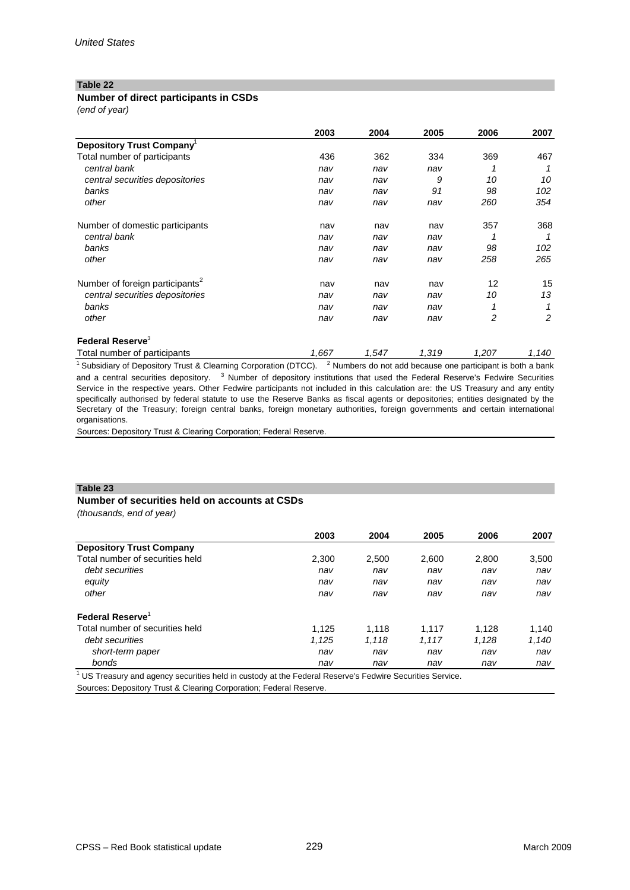*United States*

**Table 22**

**Number of direct participants in CSDs**

*(end of year)*

| | 2003 | 2004 | 2005 | 2006 | 2007 |
|---|---|---|---|---|---|
| **Depository Trust Company**[1] | | | | | |
| Total number of participants | 436 | 362 | 334 | 369 | 467 |
| *central bank* | *nav* | *nav* | *nav* | *1* | *1* |
| *central securities depositories* | *nav* | *nav* | *9* | *10* | *10* |
| *banks* | *nav* | *nav* | *91* | *98* | *102* |
| *other* | *nav* | *nav* | *nav* | *260* | *354* |
| Number of domestic participants | nav | nav | nav | 357 | 368 |
| *central bank* | *nav* | *nav* | *nav* | *1* | *1* |
| *banks* | *nav* | *nav* | *nav* | *98* | *102* |
| *other* | *nav* | *nav* | *nav* | *258* | *265* |
| Number of foreign participants[2] | nav | nav | nav | 12 | 15 |
| *central securities depositories* | *nav* | *nav* | *nav* | *10* | *13* |
| *banks* | *nav* | *nav* | *nav* | *1* | *1* |
| *other* | *nav* | *nav* | *nav* | *2* | *2* |
| **Federal Reserve**[3] | | | | | |
| Total number of participants | *1,667* | *1,547* | *1,319* | *1,207* | *1,140* |

[1] Subsidiary of Depository Trust & Clearning Corporation (DTCC). [2] Numbers do not add because one participant is both a bank and a central securities depository. [3] Number of depository institutions that used the Federal Reserve's Fedwire Securities Service in the respective years. Other Fedwire participants not included in this calculation are: the US Treasury and any entity specifically authorised by federal statute to use the Reserve Banks as fiscal agents or depositories; entities designated by the Secretary of the Treasury; foreign central banks, foreign monetary authorities, foreign governments and certain international organisations.

Sources: Depository Trust & Clearing Corporation; Federal Reserve.

**Table 23**

**Number of securities held on accounts at CSDs**

*(thousands, end of year)*

| | 2003 | 2004 | 2005 | 2006 | 2007 |
|---|---|---|---|---|---|
| **Depository Trust Company** | | | | | |
| Total number of securities held | 2,300 | 2,500 | 2,600 | 2,800 | 3,500 |
| *debt securities* | *nav* | *nav* | *nav* | *nav* | *nav* |
| *equity* | *nav* | *nav* | *nav* | *nav* | *nav* |
| *other* | *nav* | *nav* | *nav* | *nav* | *nav* |
| **Federal Reserve**[1] | | | | | |
| Total number of securities held | 1,125 | 1,118 | 1,117 | 1,128 | 1,140 |
| *debt securities* | *1,125* | *1,118* | *1,117* | *1,128* | *1,140* |
| *short-term paper* | *nav* | *nav* | *nav* | *nav* | *nav* |
| *bonds* | *nav* | *nav* | *nav* | *nav* | *nav* |

[1] US Treasury and agency securities held in custody at the Federal Reserve's Fedwire Securities Service.

Sources: Depository Trust & Clearing Corporation; Federal Reserve.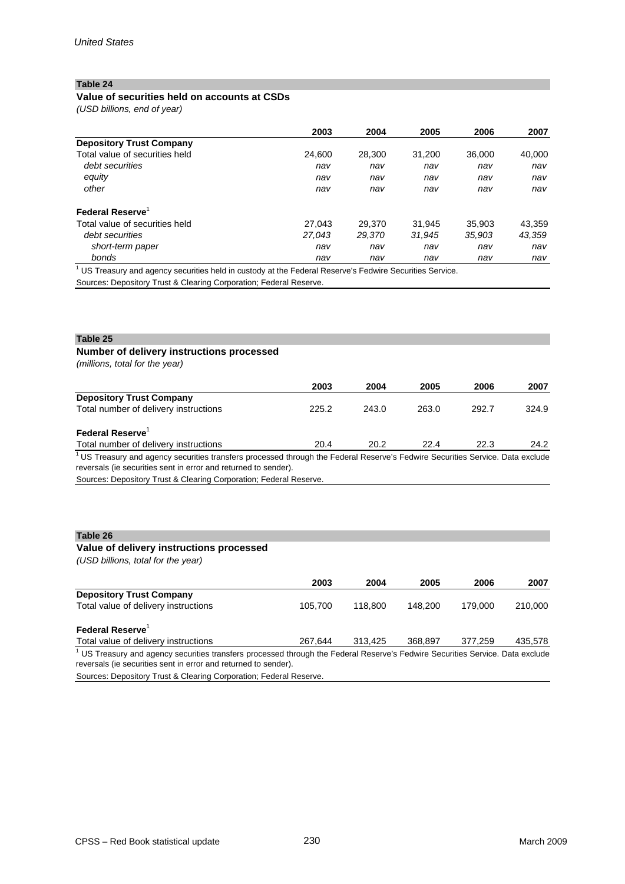## Table 24

### Value of securities held on accounts at CSDs

*(USD billions, end of year)*

| | 2003 | 2004 | 2005 | 2006 | 2007 |
|---|---|---|---|---|---|
| **Depository Trust Company** | | | | | |
| Total value of securities held | 24,600 | 28,300 | 31,200 | 36,000 | 40,000 |
| *debt securities* | *nav* | *nav* | *nav* | *nav* | *nav* |
| *equity* | *nav* | *nav* | *nav* | *nav* | *nav* |
| *other* | *nav* | *nav* | *nav* | *nav* | *nav* |
| **Federal Reserve**[1] | | | | | |
| Total value of securities held | 27,043 | 29,370 | 31,945 | 35,903 | 43,359 |
| *debt securities* | *27,043* | *29,370* | *31,945* | *35,903* | *43,359* |
| *short-term paper* | *nav* | *nav* | *nav* | *nav* | *nav* |
| *bonds* | *nav* | *nav* | *nav* | *nav* | *nav* |

[1] US Treasury and agency securities held in custody at the Federal Reserve's Fedwire Securities Service.

Sources: Depository Trust & Clearing Corporation; Federal Reserve.

## Table 25

### Number of delivery instructions processed

*(millions, total for the year)*

| | 2003 | 2004 | 2005 | 2006 | 2007 |
|---|---|---|---|---|---|
| **Depository Trust Company** | | | | | |
| Total number of delivery instructions | 225.2 | 243.0 | 263.0 | 292.7 | 324.9 |
| **Federal Reserve**[1] | | | | | |
| Total number of delivery instructions | 20.4 | 20.2 | 22.4 | 22.3 | 24.2 |

[1] US Treasury and agency securities transfers processed through the Federal Reserve's Fedwire Securities Service. Data exclude reversals (ie securities sent in error and returned to sender).

Sources: Depository Trust & Clearing Corporation; Federal Reserve.

## Table 26

### Value of delivery instructions processed

*(USD billions, total for the year)*

| | 2003 | 2004 | 2005 | 2006 | 2007 |
|---|---|---|---|---|---|
| **Depository Trust Company** | | | | | |
| Total value of delivery instructions | 105,700 | 118,800 | 148,200 | 179,000 | 210,000 |
| **Federal Reserve**[1] | | | | | |
| Total value of delivery instructions | 267,644 | 313,425 | 368,897 | 377,259 | 435,578 |

[1] US Treasury and agency securities transfers processed through the Federal Reserve's Fedwire Securities Service. Data exclude reversals (ie securities sent in error and returned to sender).

Sources: Depository Trust & Clearing Corporation; Federal Reserve.